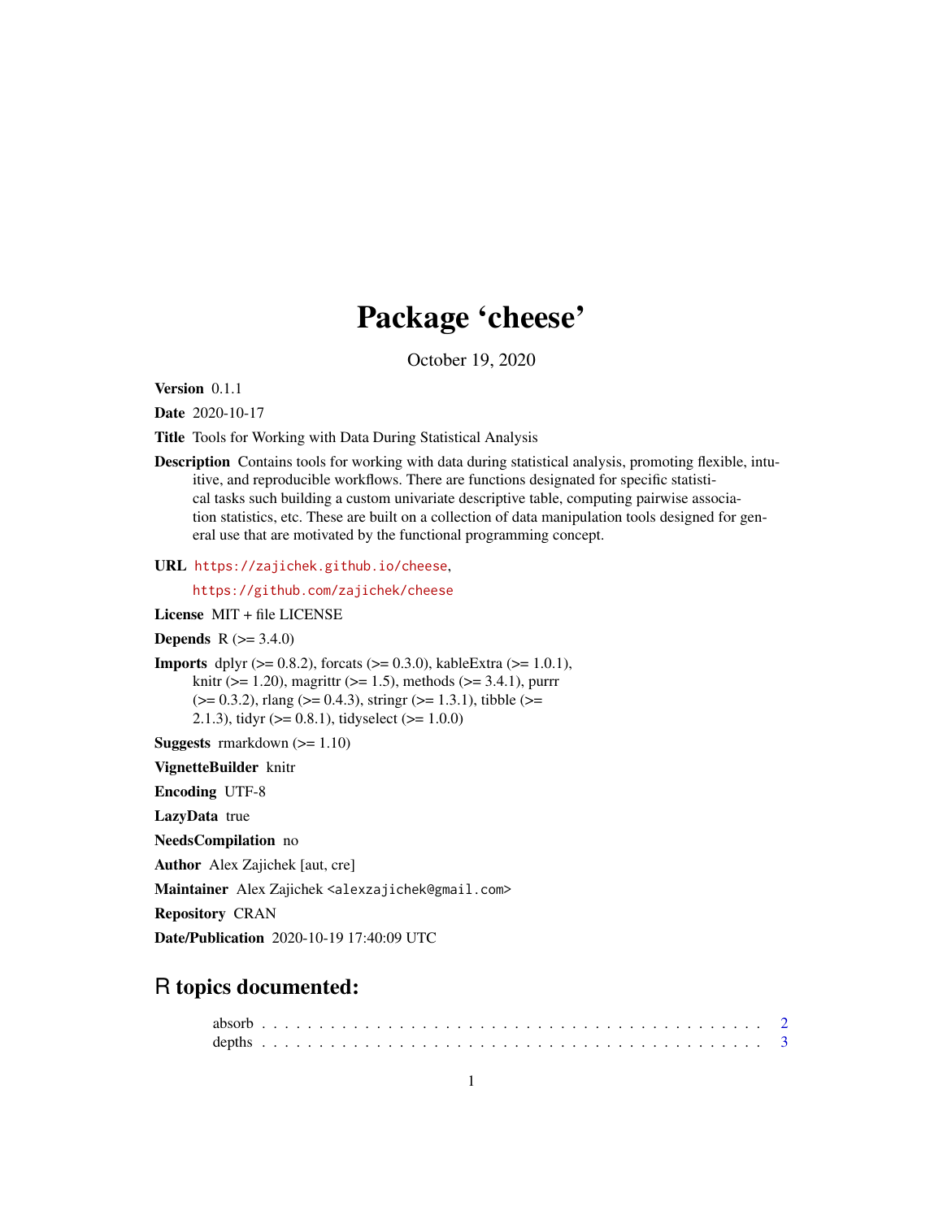# Package 'cheese'

October 19, 2020

**Version** 0.1.1

**Date** 2020-10-17

**Title** Tools for Working with Data During Statistical Analysis

**Description** Contains tools for working with data during statistical analysis, promoting flexible, intuitive, and reproducible workflows. There are functions designated for specific statistical tasks such building a custom univariate descriptive table, computing pairwise association statistics, etc. These are built on a collection of data manipulation tools designed for general use that are motivated by the functional programming concept.

**URL** https://zajichek.github.io/cheese,
https://github.com/zajichek/cheese

**License** MIT + file LICENSE

**Depends** R (>= 3.4.0)

**Imports** dplyr (>= 0.8.2), forcats (>= 0.3.0), kableExtra (>= 1.0.1), knitr (>= 1.20), magrittr (>= 1.5), methods (>= 3.4.1), purrr (>= 0.3.2), rlang (>= 0.4.3), stringr (>= 1.3.1), tibble (>= 2.1.3), tidyr (>= 0.8.1), tidyselect (>= 1.0.0)

**Suggests** rmarkdown (>= 1.10)

**VignetteBuilder** knitr

**Encoding** UTF-8

**LazyData** true

**NeedsCompilation** no

**Author** Alex Zajichek [aut, cre]

**Maintainer** Alex Zajichek <alexzajichek@gmail.com>

**Repository** CRAN

**Date/Publication** 2020-10-19 17:40:09 UTC

## R topics documented:

absorb . . . . . . . . . . . . . . . . . . . . . . . . . . . . . . . . . . . . . . . . 2
depths . . . . . . . . . . . . . . . . . . . . . . . . . . . . . . . . . . . . . . . . 3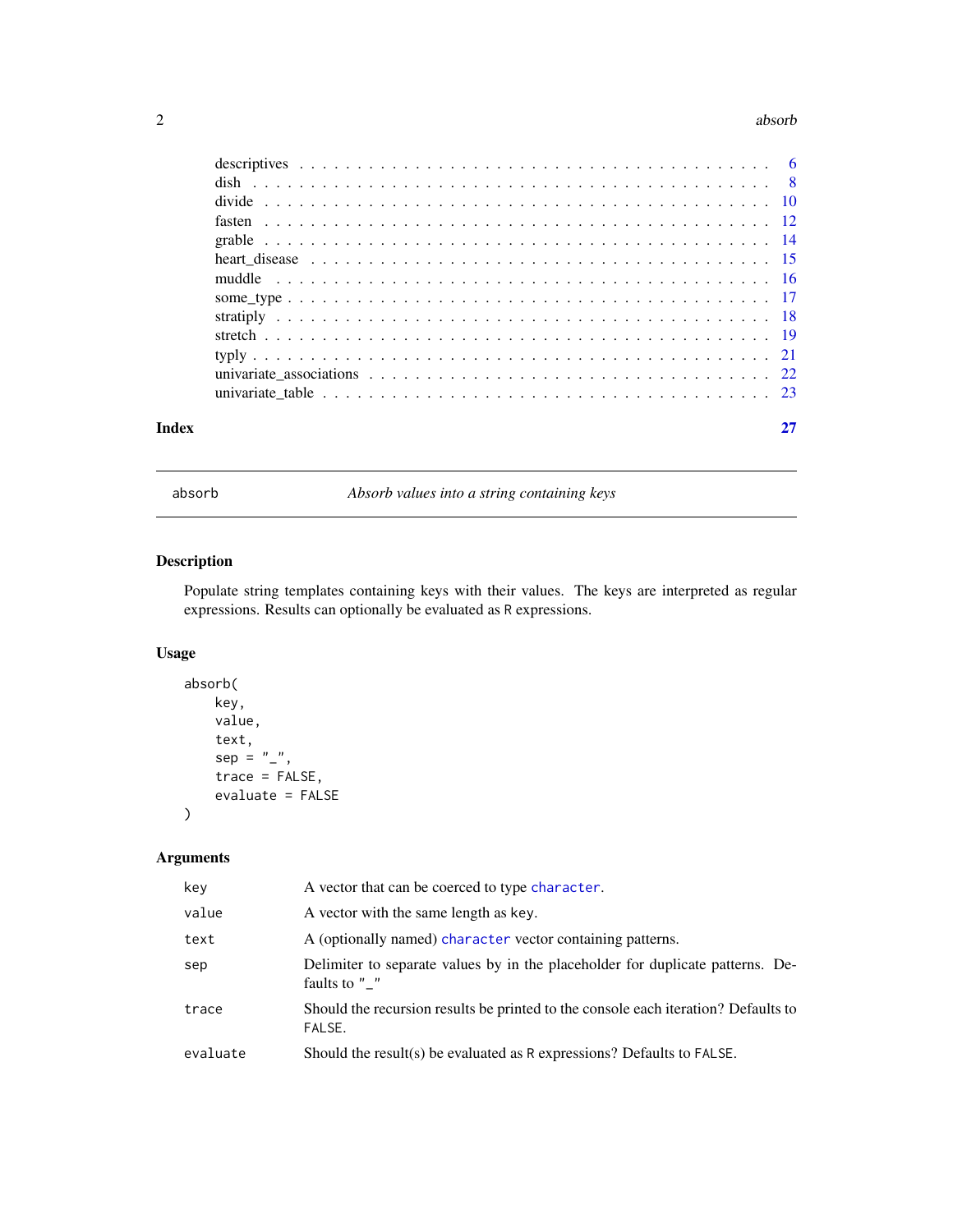| | |
|---|---|
| descriptives | 6 |
| dish | 8 |
| divide | 10 |
| fasten | 12 |
| grable | 14 |
| heart_disease | 15 |
| muddle | 16 |
| some_type | 17 |
| stratiply | 18 |
| stretch | 19 |
| typly | 21 |
| univariate_associations | 22 |
| univariate_table | 23 |

**Index** **27**

---

`absorb` *Absorb values into a string containing keys*

---

## Description

Populate string templates containing keys with their values. The keys are interpreted as regular expressions. Results can optionally be evaluated as R expressions.

## Usage

```
absorb(
    key,
    value,
    text,
    sep = "_",
    trace = FALSE,
    evaluate = FALSE
)
```

## Arguments

| | |
|---|---|
| `key` | A vector that can be coerced to type `character`. |
| `value` | A vector with the same length as key. |
| `text` | A (optionally named) `character` vector containing patterns. |
| `sep` | Delimiter to separate values by in the placeholder for duplicate patterns. Defaults to `"_"` |
| `trace` | Should the recursion results be printed to the console each iteration? Defaults to `FALSE`. |
| `evaluate` | Should the result(s) be evaluated as R expressions? Defaults to `FALSE`. |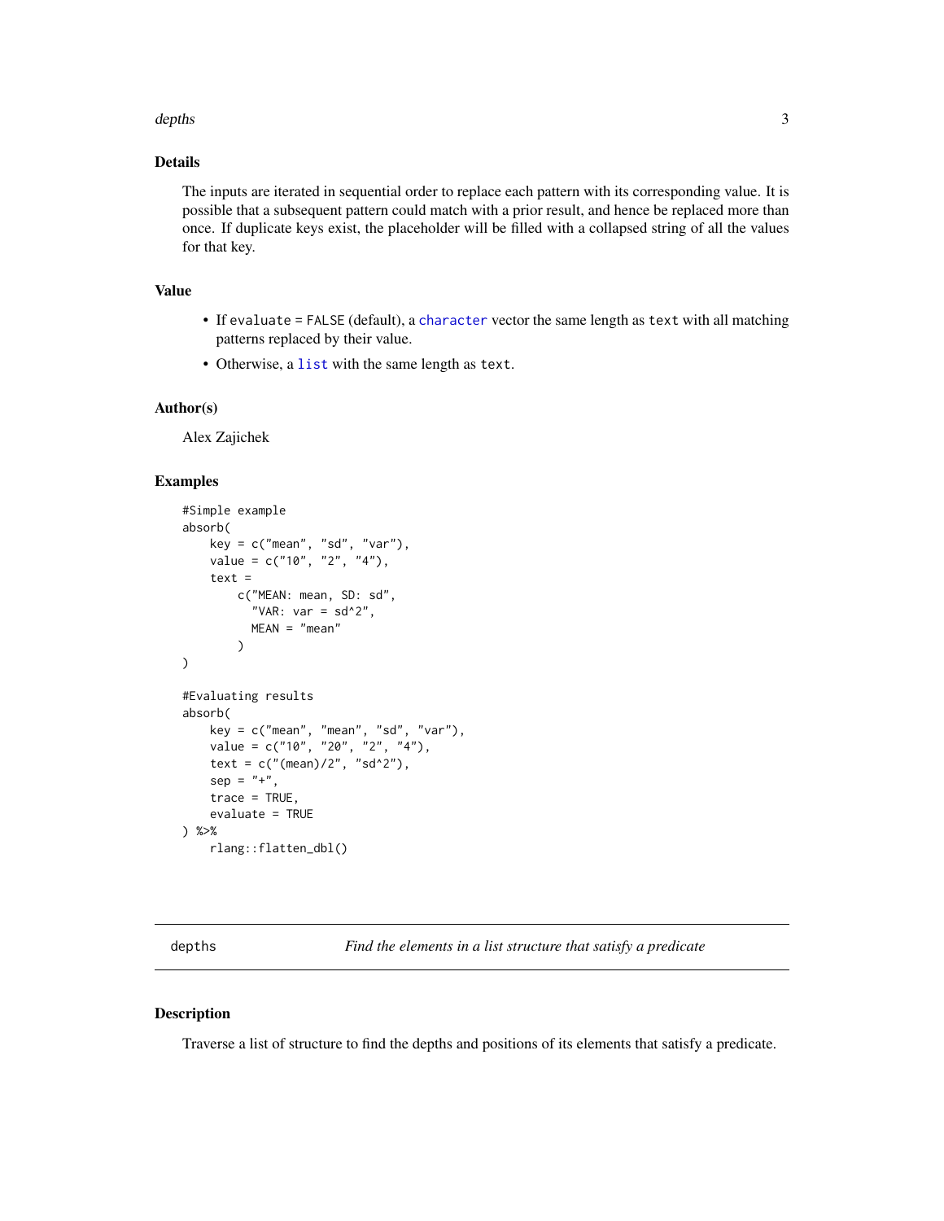## Details

The inputs are iterated in sequential order to replace each pattern with its corresponding value. It is possible that a subsequent pattern could match with a prior result, and hence be replaced more than once. If duplicate keys exist, the placeholder will be filled with a collapsed string of all the values for that key.

## Value

- If `evaluate = FALSE` (default), a `character` vector the same length as `text` with all matching patterns replaced by their value.
- Otherwise, a `list` with the same length as `text`.

## Author(s)

Alex Zajichek

## Examples

```
#Simple example
absorb(
    key = c("mean", "sd", "var"),
    value = c("10", "2", "4"),
    text =
        c("MEAN: mean, SD: sd",
          "VAR: var = sd^2",
          MEAN = "mean"
        )
)

#Evaluating results
absorb(
    key = c("mean", "mean", "sd", "var"),
    value = c("10", "20", "2", "4"),
    text = c("(mean)/2", "sd^2"),
    sep = "+",
    trace = TRUE,
    evaluate = TRUE
) %>%
    rlang::flatten_dbl()
```

---

# depths — *Find the elements in a list structure that satisfy a predicate*

## Description

Traverse a list of structure to find the depths and positions of its elements that satisfy a predicate.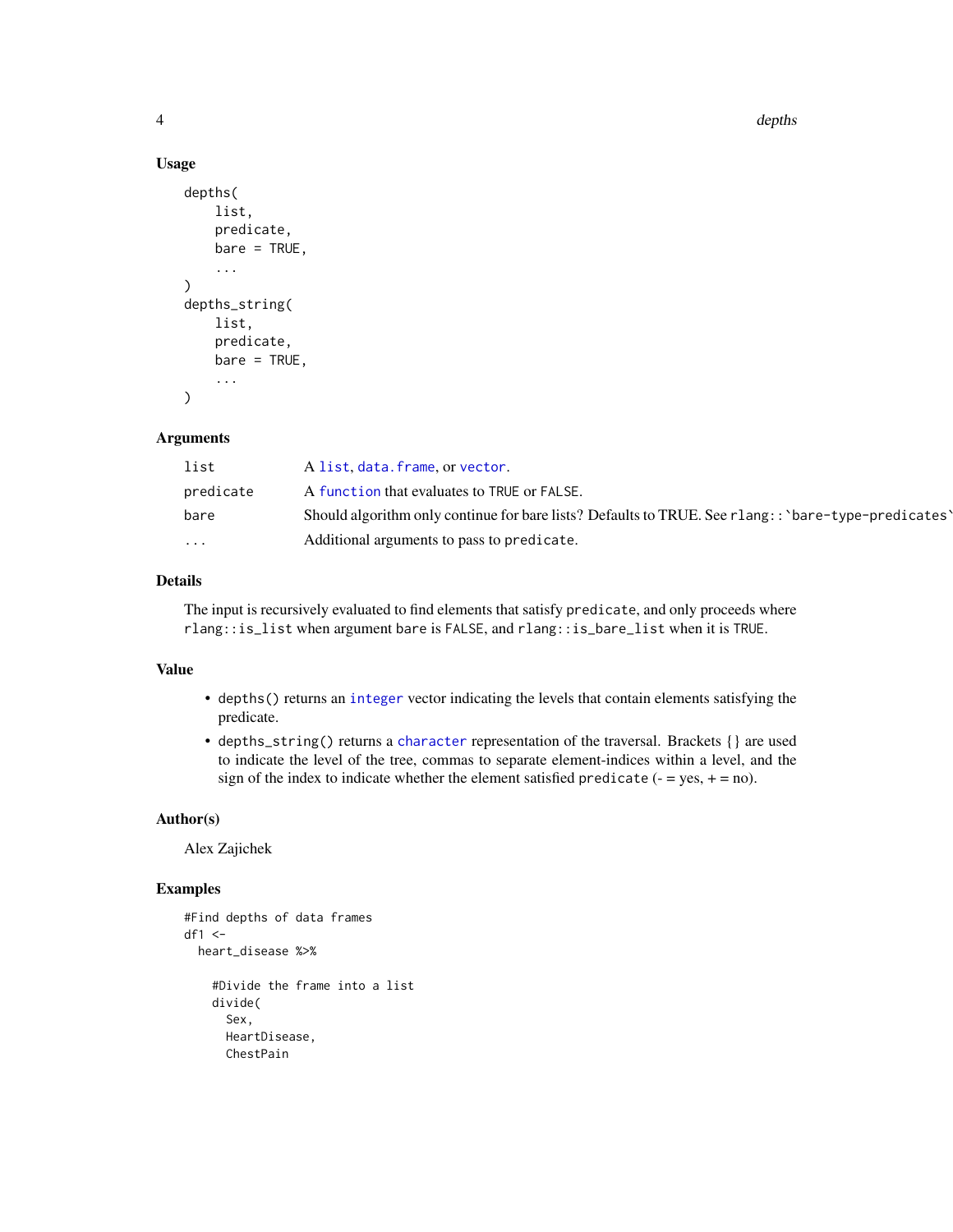## Usage

```
depths(
    list,
    predicate,
    bare = TRUE,
    ...
)
depths_string(
    list,
    predicate,
    bare = TRUE,
    ...
)
```

## Arguments

| | |
|---|---|
| `list` | A `list`, `data.frame`, or `vector`. |
| `predicate` | A `function` that evaluates to `TRUE` or `FALSE`. |
| `bare` | Should algorithm only continue for bare lists? Defaults to TRUE. See ``rlang::`bare-type-predicates` `` |
| `...` | Additional arguments to pass to `predicate`. |

## Details

The input is recursively evaluated to find elements that satisfy `predicate`, and only proceeds where `rlang::is_list` when argument `bare` is `FALSE`, and `rlang::is_bare_list` when it is `TRUE`.

## Value

- `depths()` returns an `integer` vector indicating the levels that contain elements satisfying the predicate.
- `depths_string()` returns a `character` representation of the traversal. Brackets {} are used to indicate the level of the tree, commas to separate element-indices within a level, and the sign of the index to indicate whether the element satisfied `predicate` (- = yes, + = no).

## Author(s)

Alex Zajichek

## Examples

```
#Find depths of data frames
df1 <-
  heart_disease %>%

    #Divide the frame into a list
    divide(
      Sex,
      HeartDisease,
      ChestPain
```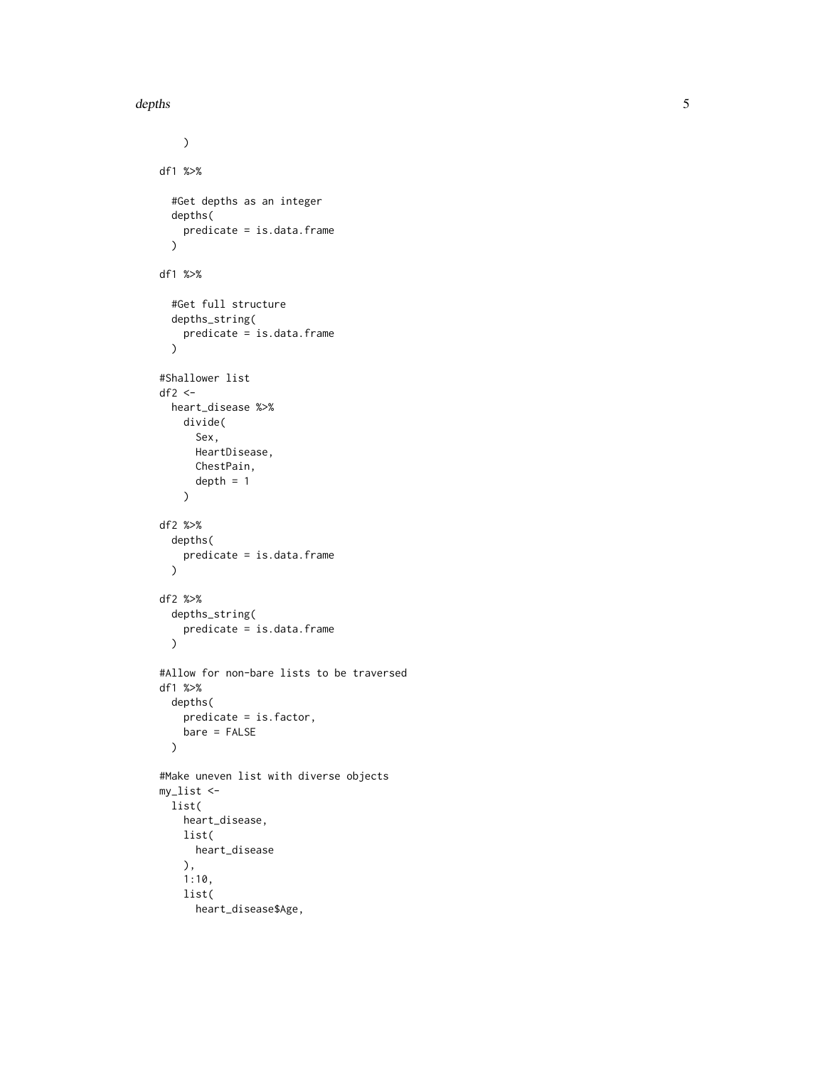```
    )

df1 %>%

  #Get depths as an integer
  depths(
    predicate = is.data.frame
  )

df1 %>%

  #Get full structure
  depths_string(
    predicate = is.data.frame
  )

#Shallower list
df2 <-
  heart_disease %>%
    divide(
      Sex,
      HeartDisease,
      ChestPain,
      depth = 1
    )

df2 %>%
  depths(
    predicate = is.data.frame
  )

df2 %>%
  depths_string(
    predicate = is.data.frame
  )

#Allow for non-bare lists to be traversed
df1 %>%
  depths(
    predicate = is.factor,
    bare = FALSE
  )

#Make uneven list with diverse objects
my_list <-
  list(
    heart_disease,
    list(
      heart_disease
    ),
    1:10,
    list(
      heart_disease$Age,
```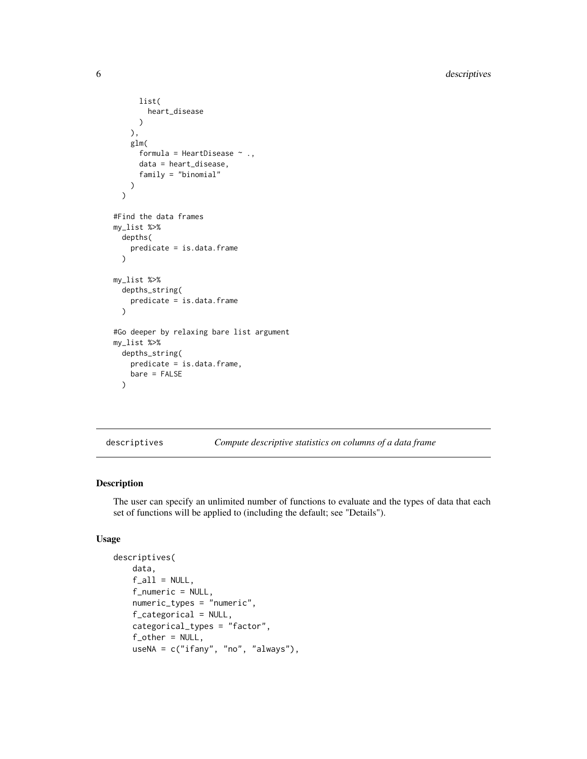```
      list(
        heart_disease
      )
    ),
    glm(
      formula = HeartDisease ~ .,
      data = heart_disease,
      family = "binomial"
    )
  )

#Find the data frames
my_list %>%
  depths(
    predicate = is.data.frame
  )

my_list %>%
  depths_string(
    predicate = is.data.frame
  )

#Go deeper by relaxing bare list argument
my_list %>%
  depths_string(
    predicate = is.data.frame,
    bare = FALSE
  )
```

---

## descriptives — *Compute descriptive statistics on columns of a data frame*

---

### Description

The user can specify an unlimited number of functions to evaluate and the types of data that each set of functions will be applied to (including the default; see "Details").

### Usage

```
descriptives(
    data,
    f_all = NULL,
    f_numeric = NULL,
    numeric_types = "numeric",
    f_categorical = NULL,
    categorical_types = "factor",
    f_other = NULL,
    useNA = c("ifany", "no", "always"),
```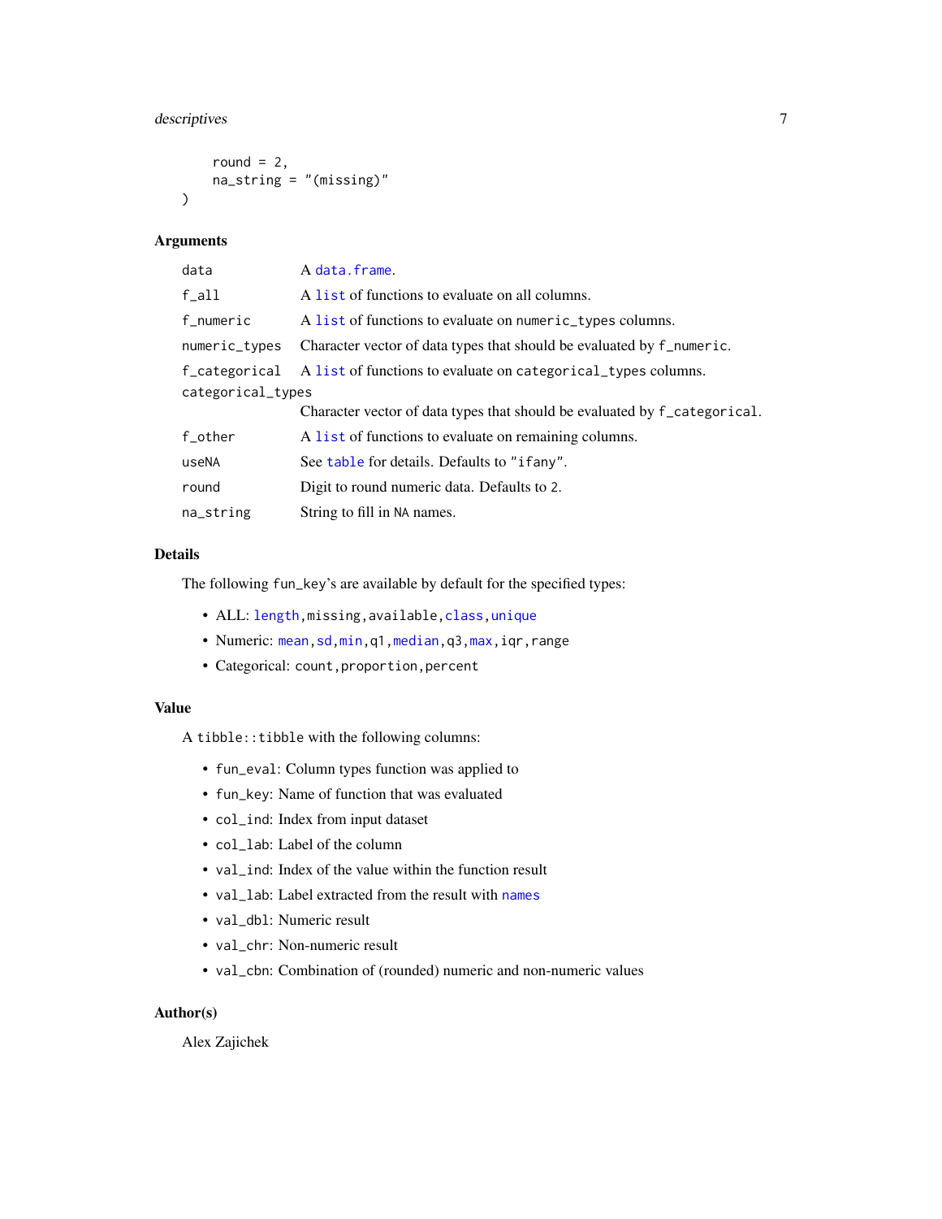```
    round = 2,
    na_string = "(missing)"
)
```

### Arguments

| | |
|---|---|
| `data` | A `data.frame`. |
| `f_all` | A `list` of functions to evaluate on all columns. |
| `f_numeric` | A `list` of functions to evaluate on `numeric_types` columns. |
| `numeric_types` | Character vector of data types that should be evaluated by `f_numeric`. |
| `f_categorical` | A `list` of functions to evaluate on `categorical_types` columns. |
| `categorical_types` | Character vector of data types that should be evaluated by `f_categorical`. |
| `f_other` | A `list` of functions to evaluate on remaining columns. |
| `useNA` | See `table` for details. Defaults to `"ifany"`. |
| `round` | Digit to round numeric data. Defaults to `2`. |
| `na_string` | String to fill in `NA` names. |

### Details

The following `fun_key`'s are available by default for the specified types:

- ALL: `length`,`missing`,`available`,`class`,`unique`
- Numeric: `mean`,`sd`,`min`,`q1`,`median`,`q3`,`max`,`iqr`,`range`
- Categorical: `count`,`proportion`,`percent`

### Value

A `tibble::tibble` with the following columns:

- `fun_eval`: Column types function was applied to
- `fun_key`: Name of function that was evaluated
- `col_ind`: Index from input dataset
- `col_lab`: Label of the column
- `val_ind`: Index of the value within the function result
- `val_lab`: Label extracted from the result with `names`
- `val_dbl`: Numeric result
- `val_chr`: Non-numeric result
- `val_cbn`: Combination of (rounded) numeric and non-numeric values

### Author(s)

Alex Zajichek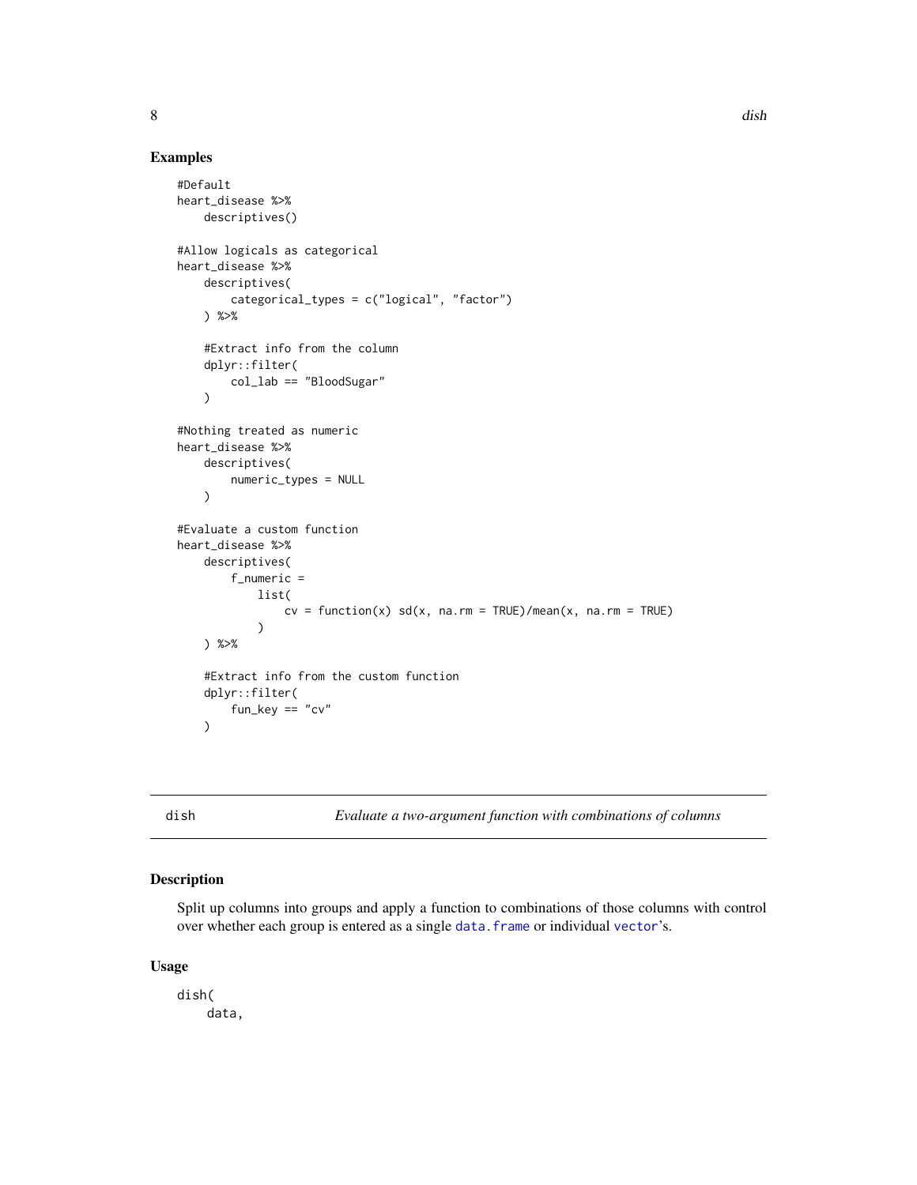### Examples

```
#Default
heart_disease %>%
    descriptives()

#Allow logicals as categorical
heart_disease %>%
    descriptives(
        categorical_types = c("logical", "factor")
    ) %>%

    #Extract info from the column
    dplyr::filter(
        col_lab == "BloodSugar"
    )

#Nothing treated as numeric
heart_disease %>%
    descriptives(
        numeric_types = NULL
    )

#Evaluate a custom function
heart_disease %>%
    descriptives(
        f_numeric =
            list(
                cv = function(x) sd(x, na.rm = TRUE)/mean(x, na.rm = TRUE)
            )
    ) %>%

    #Extract info from the custom function
    dplyr::filter(
        fun_key == "cv"
    )
```

---

## dish — *Evaluate a two-argument function with combinations of columns*

### Description

Split up columns into groups and apply a function to combinations of those columns with control over whether each group is entered as a single `data.frame` or individual `vector`'s.

### Usage

```
dish(
    data,
```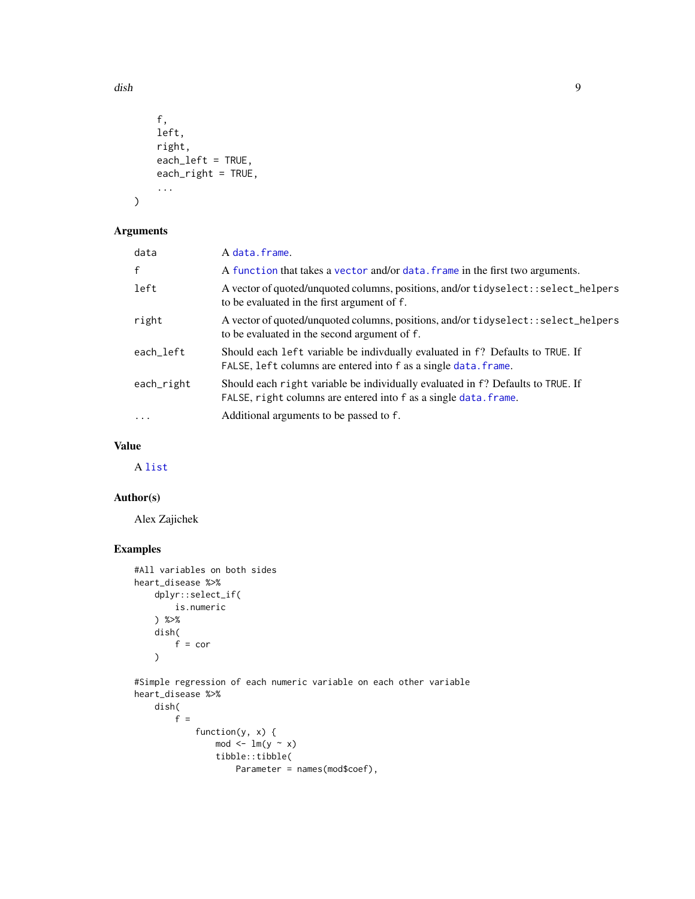```
    f,
    left,
    right,
    each_left = TRUE,
    each_right = TRUE,
    ...
)
```

## Arguments

| | |
|---|---|
| data | A data.frame. |
| f | A function that takes a vector and/or data.frame in the first two arguments. |
| left | A vector of quoted/unquoted columns, positions, and/or tidyselect::select_helpers to be evaluated in the first argument of f. |
| right | A vector of quoted/unquoted columns, positions, and/or tidyselect::select_helpers to be evaluated in the second argument of f. |
| each_left | Should each left variable be indivdually evaluated in f? Defaults to TRUE. If FALSE, left columns are entered into f as a single data.frame. |
| each_right | Should each right variable be individually evaluated in f? Defaults to TRUE. If FALSE, right columns are entered into f as a single data.frame. |
| ... | Additional arguments to be passed to f. |

## Value

A list

## Author(s)

Alex Zajichek

## Examples

```
#All variables on both sides
heart_disease %>%
    dplyr::select_if(
        is.numeric
    ) %>%
    dish(
        f = cor
    )

#Simple regression of each numeric variable on each other variable
heart_disease %>%
    dish(
        f =
            function(y, x) {
                mod <- lm(y ~ x)
                tibble::tibble(
                    Parameter = names(mod$coef),
```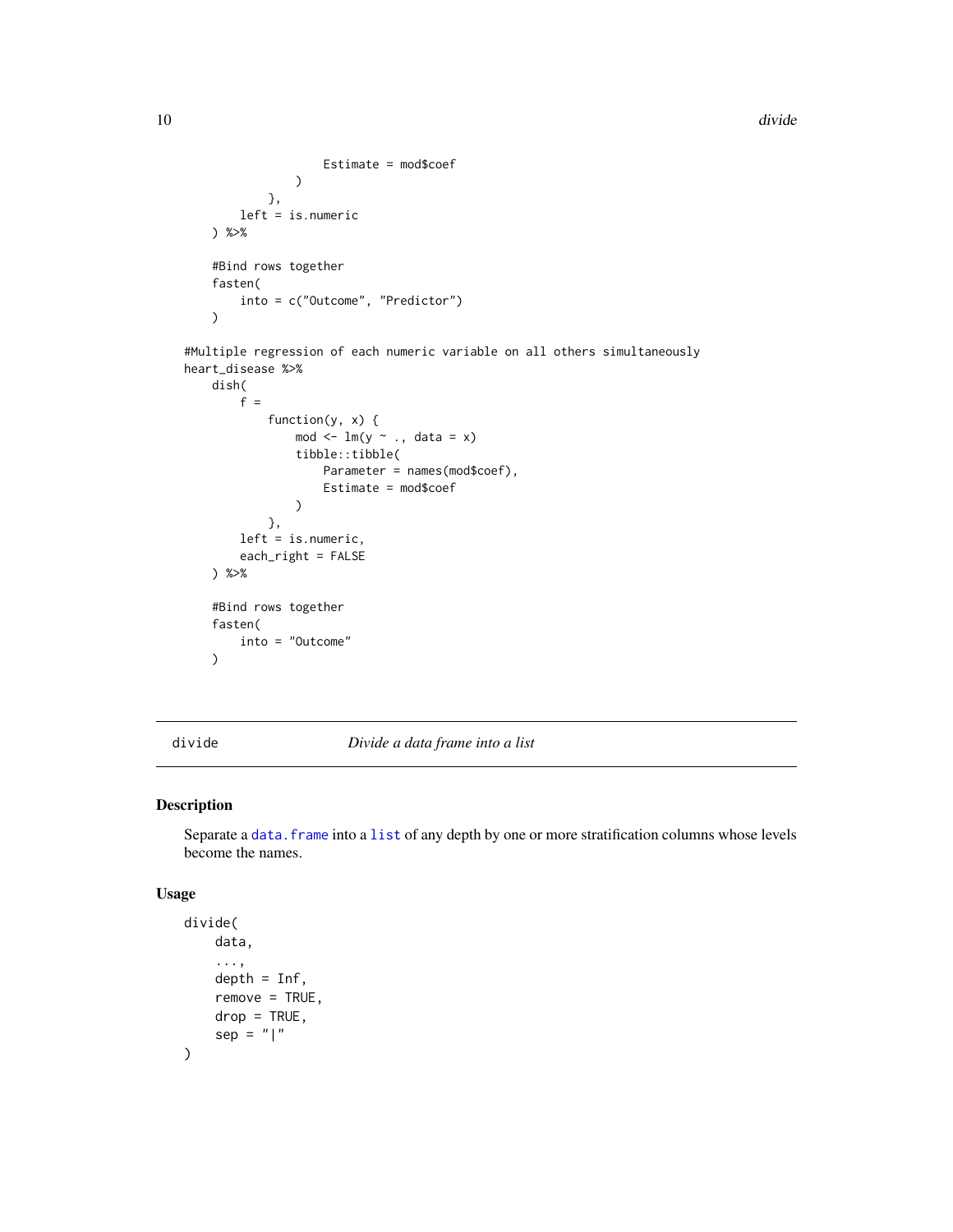```
                    Estimate = mod$coef
                )
            },
        left = is.numeric
    ) %>%

    #Bind rows together
    fasten(
        into = c("Outcome", "Predictor")
    )

#Multiple regression of each numeric variable on all others simultaneously
heart_disease %>%
    dish(
        f =
            function(y, x) {
                mod <- lm(y ~ ., data = x)
                tibble::tibble(
                    Parameter = names(mod$coef),
                    Estimate = mod$coef
                )
            },
        left = is.numeric,
        each_right = FALSE
    ) %>%

    #Bind rows together
    fasten(
        into = "Outcome"
    )
```

---

`divide` *Divide a data frame into a list*

---

## Description

Separate a `data.frame` into a `list` of any depth by one or more stratification columns whose levels become the names.

## Usage

```
divide(
    data,
    ...,
    depth = Inf,
    remove = TRUE,
    drop = TRUE,
    sep = "|"
)
```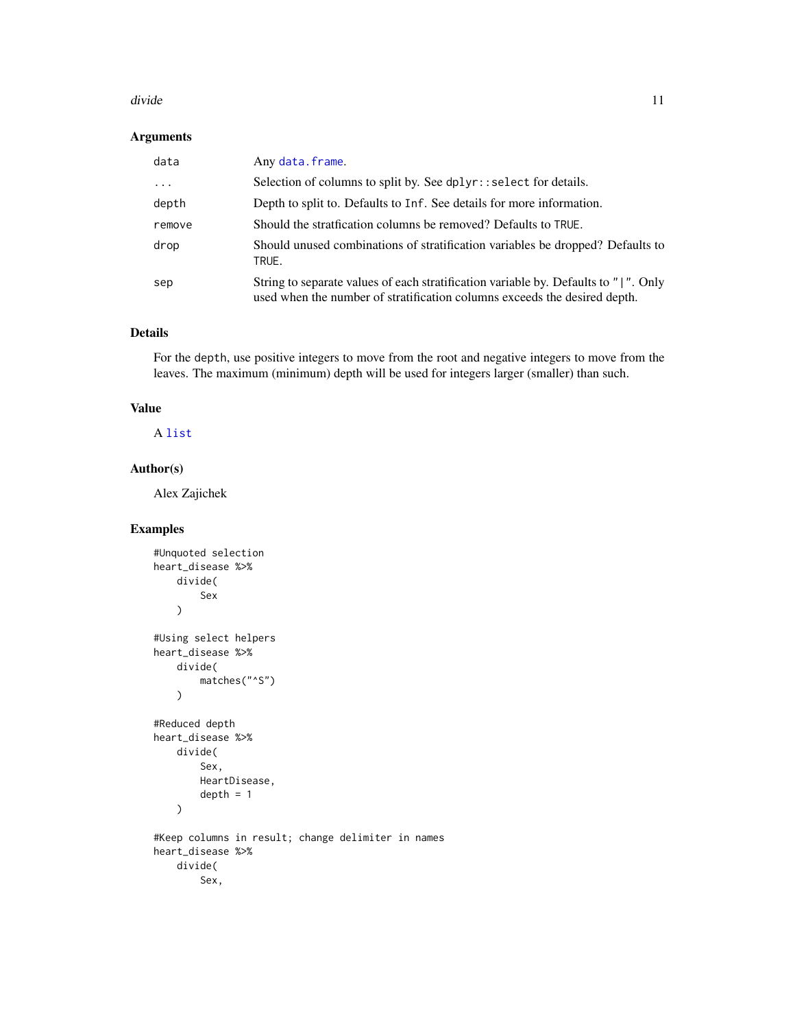## Arguments

| | |
|---|---|
| data | Any `data.frame`. |
| ... | Selection of columns to split by. See `dplyr::select` for details. |
| depth | Depth to split to. Defaults to `Inf`. See details for more information. |
| remove | Should the stratfication columns be removed? Defaults to `TRUE`. |
| drop | Should unused combinations of stratification variables be dropped? Defaults to `TRUE`. |
| sep | String to separate values of each stratification variable by. Defaults to `"|"`. Only used when the number of stratification columns exceeds the desired depth. |

## Details

For the `depth`, use positive integers to move from the root and negative integers to move from the leaves. The maximum (minimum) depth will be used for integers larger (smaller) than such.

## Value

A `list`

## Author(s)

Alex Zajichek

## Examples

```
#Unquoted selection
heart_disease %>%
    divide(
        Sex
    )

#Using select helpers
heart_disease %>%
    divide(
        matches("^S")
    )

#Reduced depth
heart_disease %>%
    divide(
        Sex,
        HeartDisease,
        depth = 1
    )

#Keep columns in result; change delimiter in names
heart_disease %>%
    divide(
        Sex,
```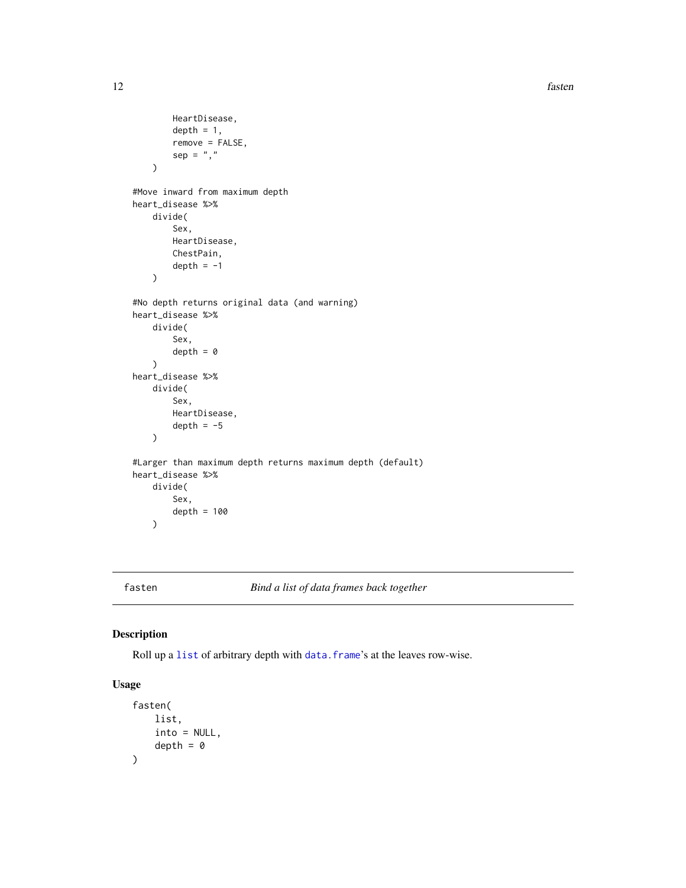```
        HeartDisease,
        depth = 1,
        remove = FALSE,
        sep = ","
    )

#Move inward from maximum depth
heart_disease %>%
    divide(
        Sex,
        HeartDisease,
        ChestPain,
        depth = -1
    )

#No depth returns original data (and warning)
heart_disease %>%
    divide(
        Sex,
        depth = 0
    )
heart_disease %>%
    divide(
        Sex,
        HeartDisease,
        depth = -5
    )

#Larger than maximum depth returns maximum depth (default)
heart_disease %>%
    divide(
        Sex,
        depth = 100
    )
```

## fasten — *Bind a list of data frames back together*

### Description

Roll up a `list` of arbitrary depth with `data.frame`'s at the leaves row-wise.

### Usage

```
fasten(
    list,
    into = NULL,
    depth = 0
)
```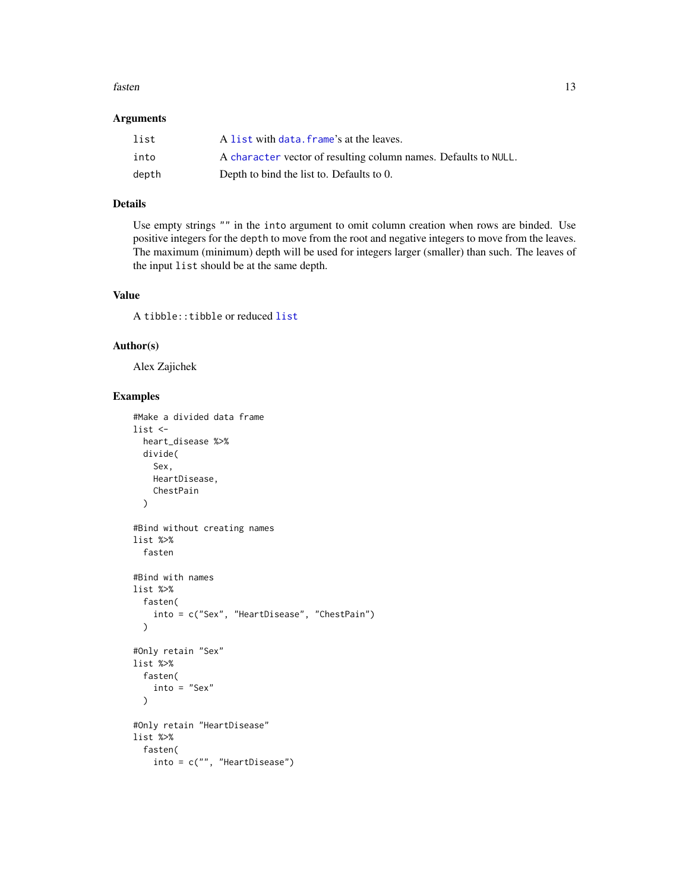### Arguments

| | |
|---|---|
| list | A list with data.frame's at the leaves. |
| into | A character vector of resulting column names. Defaults to NULL. |
| depth | Depth to bind the list to. Defaults to 0. |

### Details

Use empty strings "" in the into argument to omit column creation when rows are binded. Use positive integers for the depth to move from the root and negative integers to move from the leaves. The maximum (minimum) depth will be used for integers larger (smaller) than such. The leaves of the input list should be at the same depth.

### Value

A tibble::tibble or reduced list

### Author(s)

Alex Zajichek

### Examples

```
#Make a divided data frame
list <-
  heart_disease %>%
  divide(
    Sex,
    HeartDisease,
    ChestPain
  )

#Bind without creating names
list %>%
  fasten

#Bind with names
list %>%
  fasten(
    into = c("Sex", "HeartDisease", "ChestPain")
  )

#Only retain "Sex"
list %>%
  fasten(
    into = "Sex"
  )

#Only retain "HeartDisease"
list %>%
  fasten(
    into = c("", "HeartDisease")
```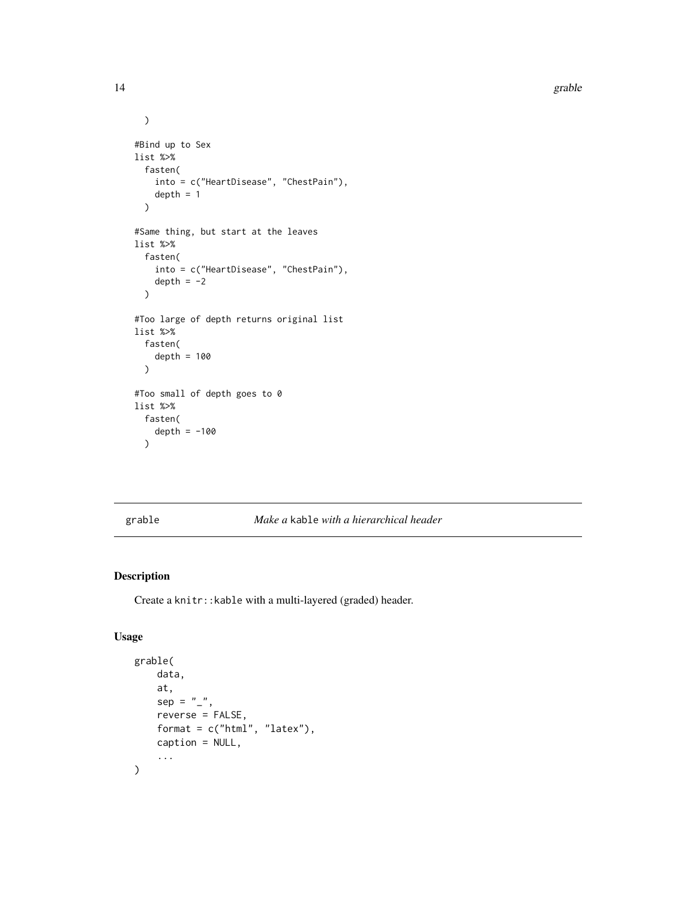```
  )

#Bind up to Sex
list %>%
  fasten(
    into = c("HeartDisease", "ChestPain"),
    depth = 1
  )

#Same thing, but start at the leaves
list %>%
  fasten(
    into = c("HeartDisease", "ChestPain"),
    depth = -2
  )

#Too large of depth returns original list
list %>%
  fasten(
    depth = 100
  )

#Too small of depth goes to 0
list %>%
  fasten(
    depth = -100
  )
```

---

## grable — *Make a* `kable` *with a hierarchical header*

### Description

Create a `knitr::kable` with a multi-layered (graded) header.

### Usage

```
grable(
    data,
    at,
    sep = "_",
    reverse = FALSE,
    format = c("html", "latex"),
    caption = NULL,
    ...
)
```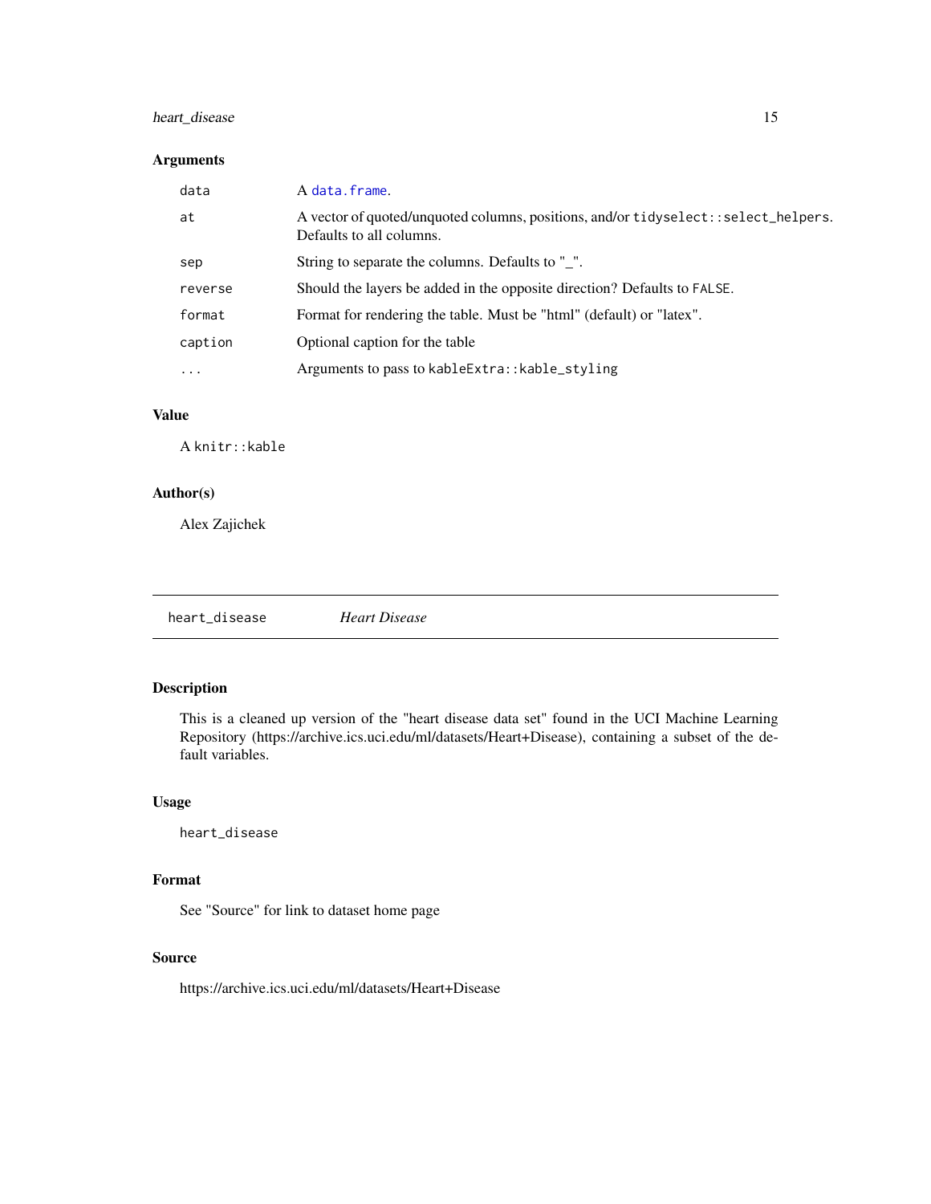## Arguments

| | |
|---|---|
| data | A data.frame. |
| at | A vector of quoted/unquoted columns, positions, and/or tidyselect::select_helpers. Defaults to all columns. |
| sep | String to separate the columns. Defaults to "_". |
| reverse | Should the layers be added in the opposite direction? Defaults to FALSE. |
| format | Format for rendering the table. Must be "html" (default) or "latex". |
| caption | Optional caption for the table |
| ... | Arguments to pass to kableExtra::kable_styling |

## Value

A knitr::kable

## Author(s)

Alex Zajichek

---

# heart_disease *Heart Disease*

## Description

This is a cleaned up version of the "heart disease data set" found in the UCI Machine Learning Repository (https://archive.ics.uci.edu/ml/datasets/Heart+Disease), containing a subset of the default variables.

## Usage

```
heart_disease
```

## Format

See "Source" for link to dataset home page

## Source

https://archive.ics.uci.edu/ml/datasets/Heart+Disease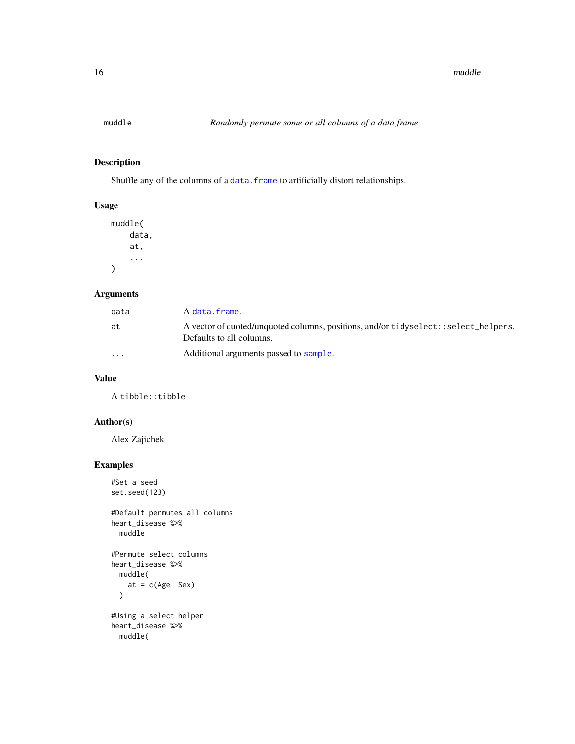`muddle` *Randomly permute some or all columns of a data frame*

## Description

Shuffle any of the columns of a `data.frame` to artificially distort relationships.

## Usage

```
muddle(
    data,
    at,
    ...
)
```

## Arguments

| | |
|---|---|
| `data` | A `data.frame`. |
| `at` | A vector of quoted/unquoted columns, positions, and/or `tidyselect::select_helpers`. Defaults to all columns. |
| `...` | Additional arguments passed to `sample`. |

## Value

A `tibble::tibble`

## Author(s)

Alex Zajichek

## Examples

```
#Set a seed
set.seed(123)

#Default permutes all columns
heart_disease %>%
  muddle

#Permute select columns
heart_disease %>%
  muddle(
    at = c(Age, Sex)
  )

#Using a select helper
heart_disease %>%
  muddle(
```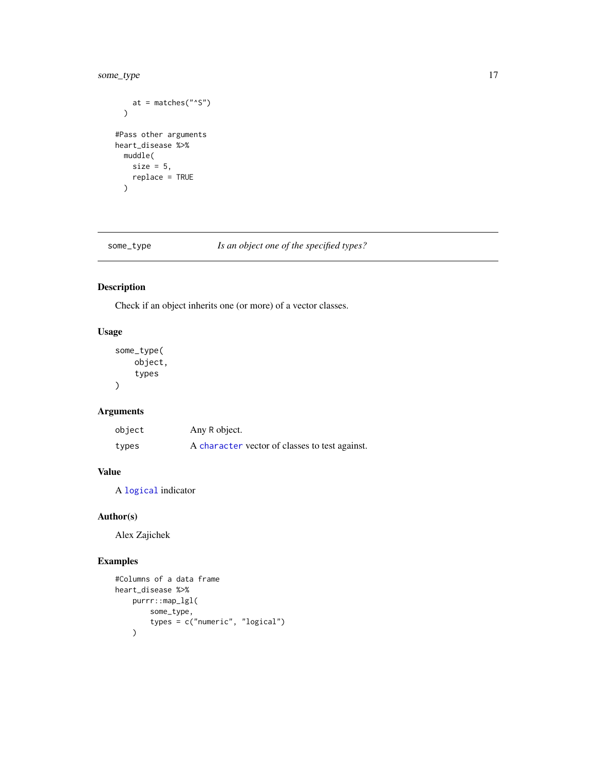```
    at = matches("^S")
  )

#Pass other arguments
heart_disease %>%
  muddle(
    size = 5,
    replace = TRUE
  )
```

## some_type — *Is an object one of the specified types?*

### Description

Check if an object inherits one (or more) of a vector classes.

### Usage

```
some_type(
    object,
    types
)
```

### Arguments

| | |
|---|---|
| `object` | Any R object. |
| `types` | A `character` vector of classes to test against. |

### Value

A `logical` indicator

### Author(s)

Alex Zajichek

### Examples

```
#Columns of a data frame
heart_disease %>%
    purrr::map_lgl(
        some_type,
        types = c("numeric", "logical")
    )
```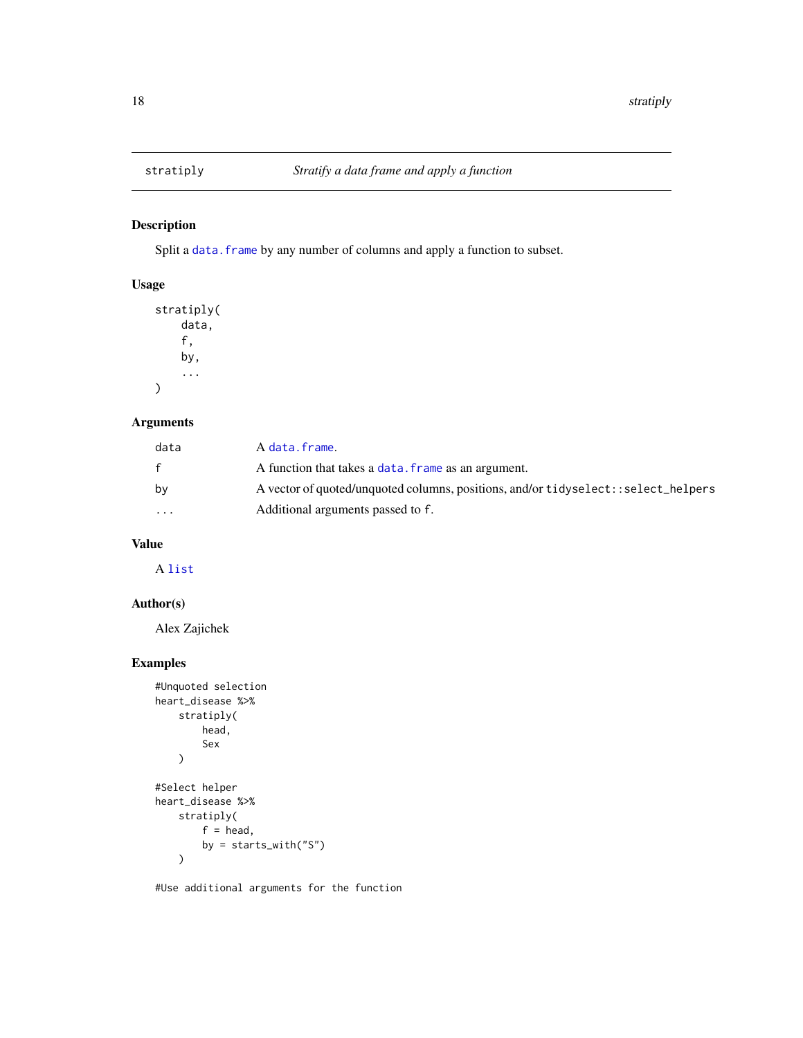## stratiply — *Stratify a data frame and apply a function*

### Description

Split a `data.frame` by any number of columns and apply a function to subset.

### Usage

```
stratiply(
    data,
    f,
    by,
    ...
)
```

### Arguments

| | |
|---|---|
| `data` | A `data.frame`. |
| `f` | A function that takes a `data.frame` as an argument. |
| `by` | A vector of quoted/unquoted columns, positions, and/or `tidyselect::select_helpers` |
| `...` | Additional arguments passed to `f`. |

### Value

A `list`

### Author(s)

Alex Zajichek

### Examples

```
#Unquoted selection
heart_disease %>%
    stratiply(
        head,
        Sex
    )

#Select helper
heart_disease %>%
    stratiply(
        f = head,
        by = starts_with("S")
    )

#Use additional arguments for the function
```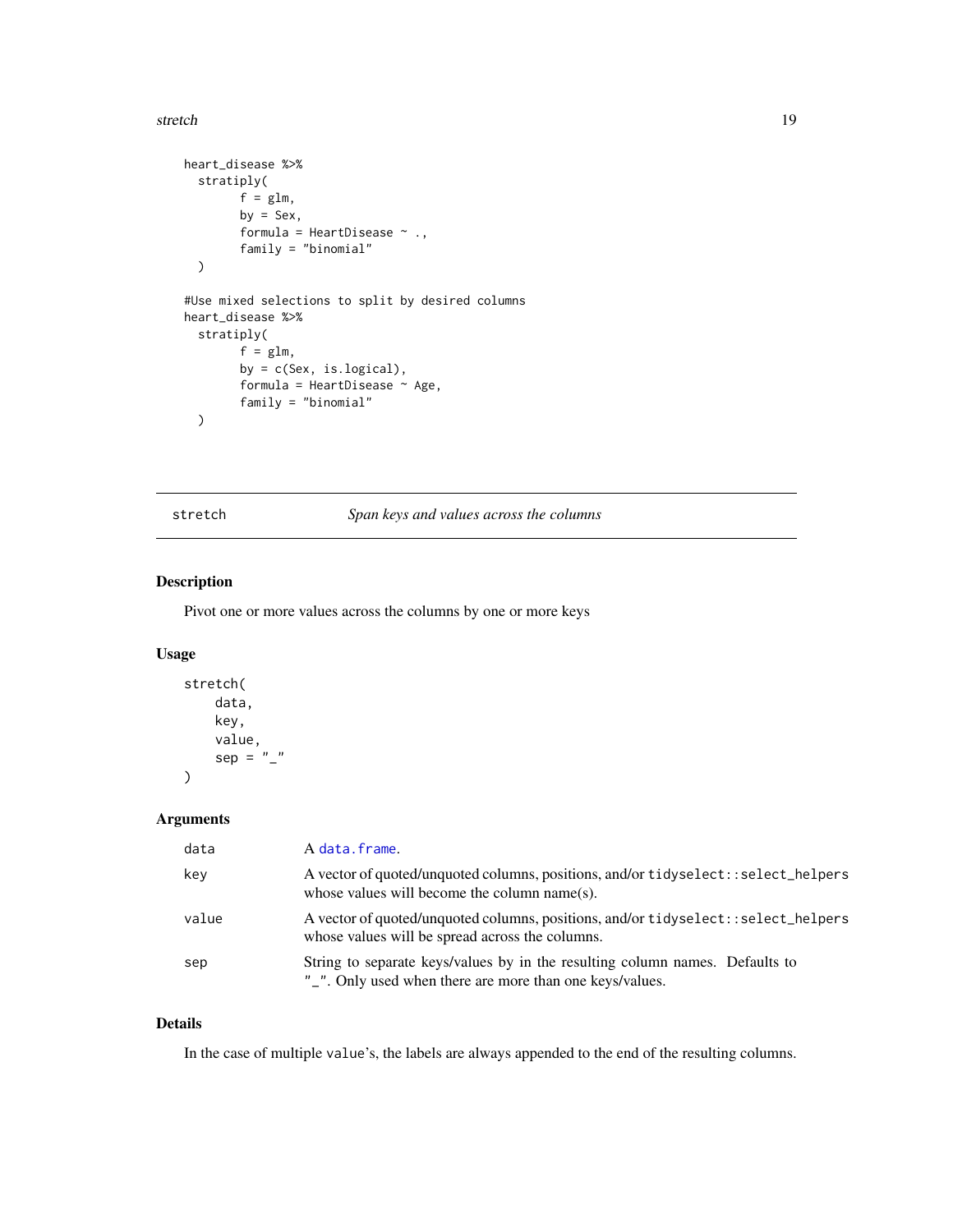```
heart_disease %>%
  stratiply(
        f = glm,
        by = Sex,
        formula = HeartDisease ~ .,
        family = "binomial"
  )

#Use mixed selections to split by desired columns
heart_disease %>%
  stratiply(
        f = glm,
        by = c(Sex, is.logical),
        formula = HeartDisease ~ Age,
        family = "binomial"
  )
```

---

## stretch — *Span keys and values across the columns*

---

### Description

Pivot one or more values across the columns by one or more keys

### Usage

```
stretch(
    data,
    key,
    value,
    sep = "_"
)
```

### Arguments

| | |
|---|---|
| `data` | A `data.frame`. |
| `key` | A vector of quoted/unquoted columns, positions, and/or `tidyselect::select_helpers` whose values will become the column name(s). |
| `value` | A vector of quoted/unquoted columns, positions, and/or `tidyselect::select_helpers` whose values will be spread across the columns. |
| `sep` | String to separate keys/values by in the resulting column names. Defaults to `"_"`. Only used when there are more than one keys/values. |

### Details

In the case of multiple `value`'s, the labels are always appended to the end of the resulting columns.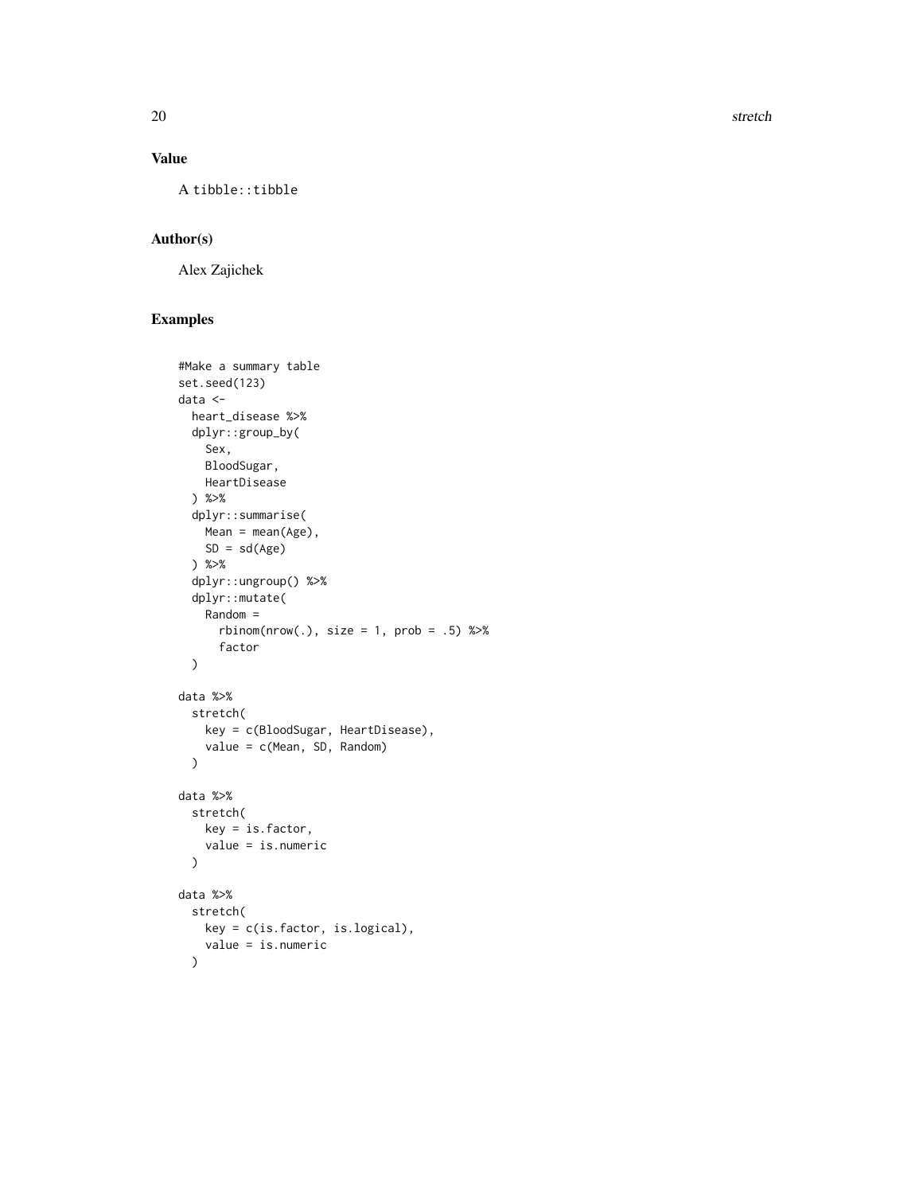## Value

A `tibble::tibble`

## Author(s)

Alex Zajichek

## Examples

```
#Make a summary table
set.seed(123)
data <-
  heart_disease %>%
  dplyr::group_by(
    Sex,
    BloodSugar,
    HeartDisease
  ) %>%
  dplyr::summarise(
    Mean = mean(Age),
    SD = sd(Age)
  ) %>%
  dplyr::ungroup() %>%
  dplyr::mutate(
    Random =
      rbinom(nrow(.), size = 1, prob = .5) %>%
      factor
  )

data %>%
  stretch(
    key = c(BloodSugar, HeartDisease),
    value = c(Mean, SD, Random)
  )

data %>%
  stretch(
    key = is.factor,
    value = is.numeric
  )

data %>%
  stretch(
    key = c(is.factor, is.logical),
    value = is.numeric
  )
```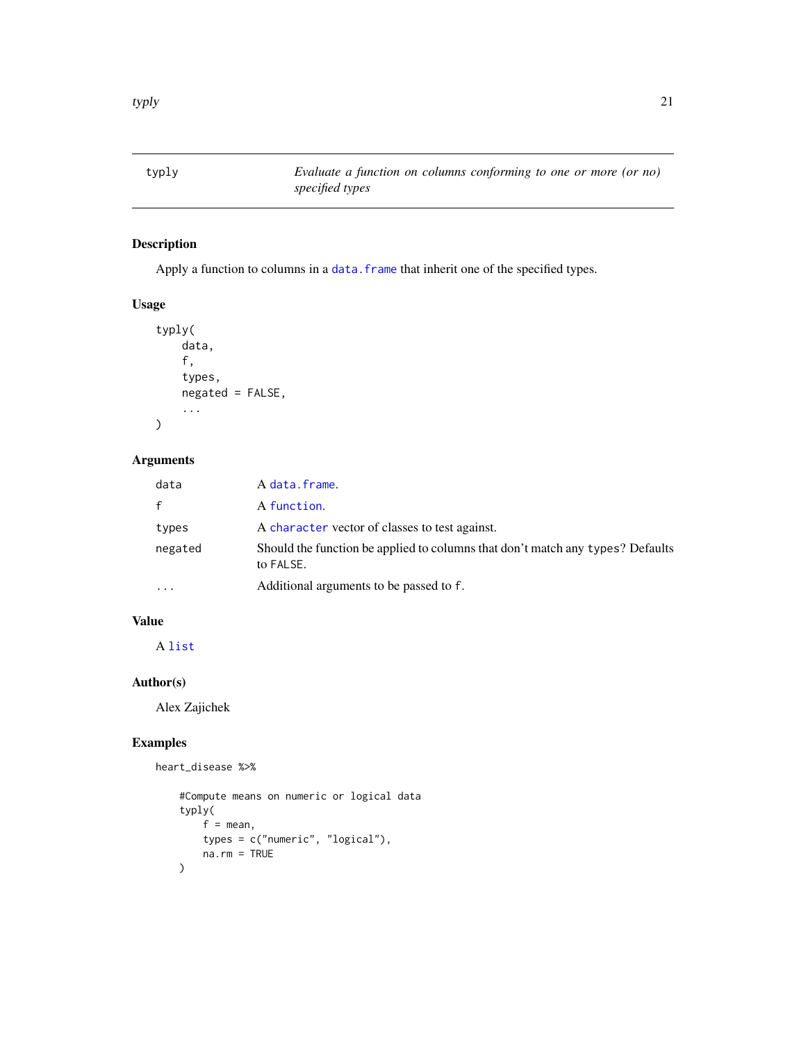# typly — *Evaluate a function on columns conforming to one or more (or no) specified types*

## Description

Apply a function to columns in a `data.frame` that inherit one of the specified types.

## Usage

```
typly(
    data,
    f,
    types,
    negated = FALSE,
    ...
)
```

## Arguments

| | |
|---|---|
| `data` | A `data.frame`. |
| `f` | A `function`. |
| `types` | A `character` vector of classes to test against. |
| `negated` | Should the function be applied to columns that don't match any `types`? Defaults to `FALSE`. |
| `...` | Additional arguments to be passed to `f`. |

## Value

A `list`

## Author(s)

Alex Zajichek

## Examples

```
heart_disease %>%

    #Compute means on numeric or logical data
    typly(
        f = mean,
        types = c("numeric", "logical"),
        na.rm = TRUE
    )
```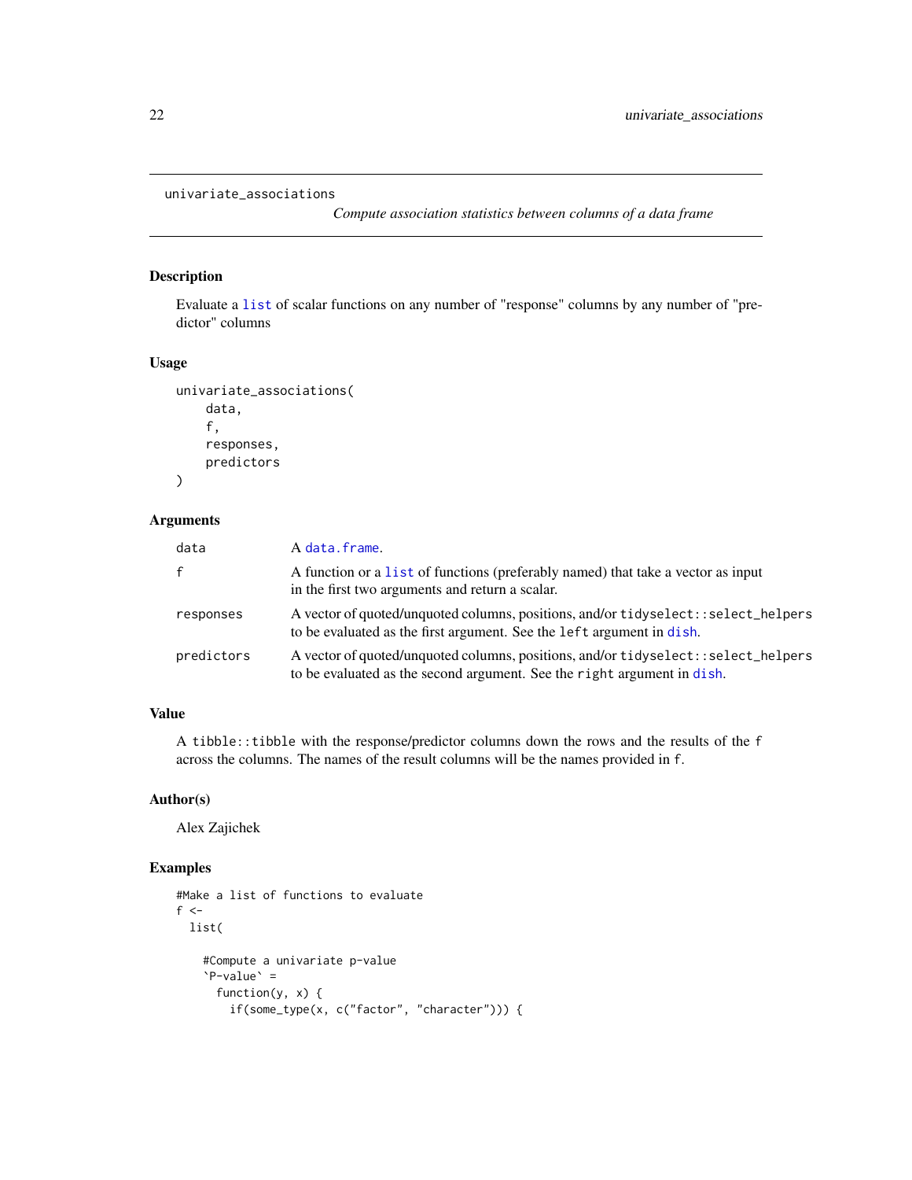`univariate_associations` *Compute association statistics between columns of a data frame*

## Description

Evaluate a `list` of scalar functions on any number of "response" columns by any number of "predictor" columns

## Usage

```
univariate_associations(
    data,
    f,
    responses,
    predictors
)
```

## Arguments

| | |
|---|---|
| `data` | A `data.frame`. |
| `f` | A function or a `list` of functions (preferably named) that take a vector as input in the first two arguments and return a scalar. |
| `responses` | A vector of quoted/unquoted columns, positions, and/or `tidyselect::select_helpers` to be evaluated as the first argument. See the `left` argument in `dish`. |
| `predictors` | A vector of quoted/unquoted columns, positions, and/or `tidyselect::select_helpers` to be evaluated as the second argument. See the `right` argument in `dish`. |

## Value

A `tibble::tibble` with the response/predictor columns down the rows and the results of the `f` across the columns. The names of the result columns will be the names provided in `f`.

## Author(s)

Alex Zajichek

## Examples

```
#Make a list of functions to evaluate
f <-
  list(

    #Compute a univariate p-value
    `P-value` =
      function(y, x) {
        if(some_type(x, c("factor", "character"))) {
```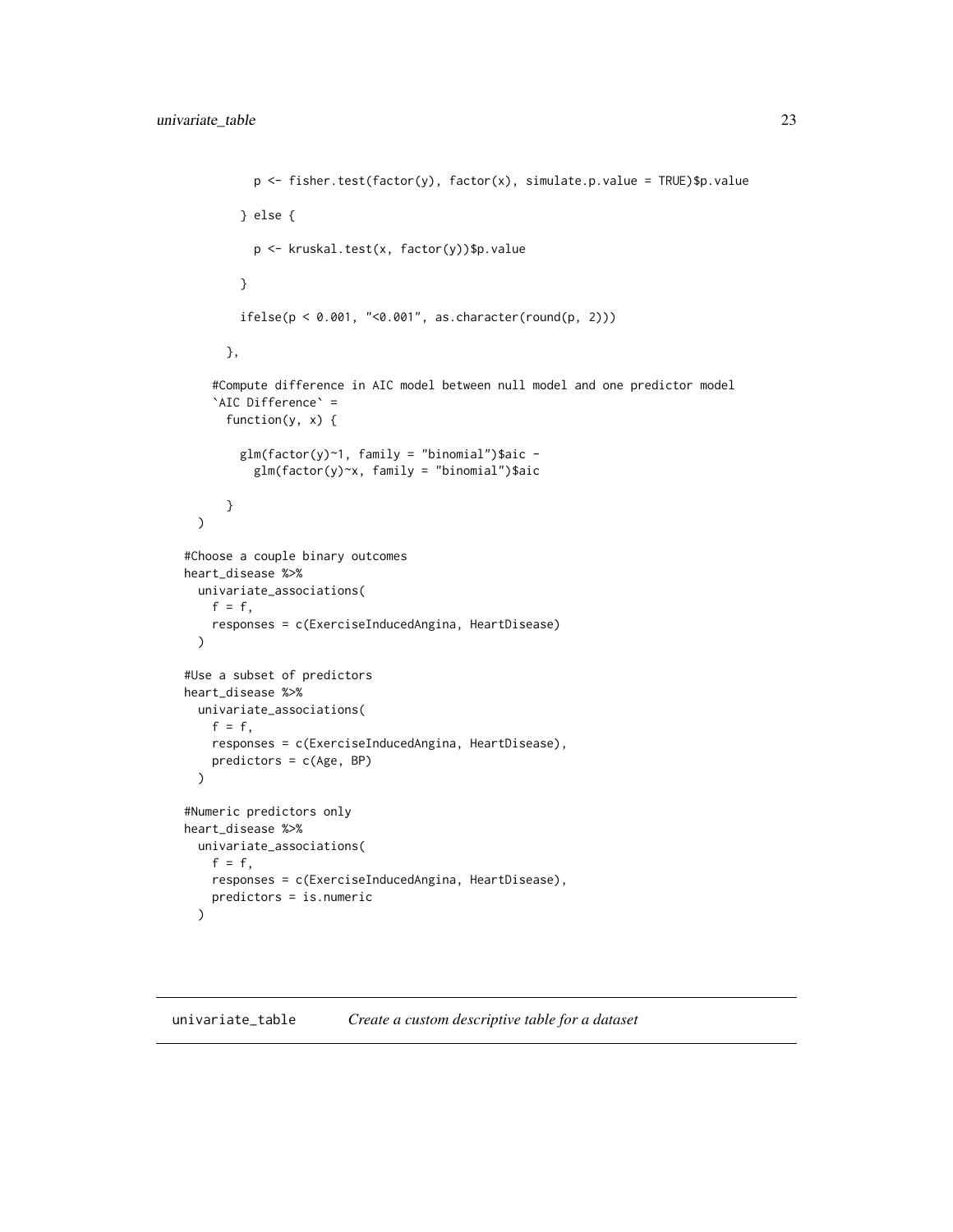```
          p <- fisher.test(factor(y), factor(x), simulate.p.value = TRUE)$p.value

        } else {

          p <- kruskal.test(x, factor(y))$p.value

        }

        ifelse(p < 0.001, "<0.001", as.character(round(p, 2)))

      },

    #Compute difference in AIC model between null model and one predictor model
    `AIC Difference` =
      function(y, x) {

        glm(factor(y)~1, family = "binomial")$aic -
          glm(factor(y)~x, family = "binomial")$aic

      }
  )

#Choose a couple binary outcomes
heart_disease %>%
  univariate_associations(
    f = f,
    responses = c(ExerciseInducedAngina, HeartDisease)
  )

#Use a subset of predictors
heart_disease %>%
  univariate_associations(
    f = f,
    responses = c(ExerciseInducedAngina, HeartDisease),
    predictors = c(Age, BP)
  )

#Numeric predictors only
heart_disease %>%
  univariate_associations(
    f = f,
    responses = c(ExerciseInducedAngina, HeartDisease),
    predictors = is.numeric
  )
```

## univariate_table *Create a custom descriptive table for a dataset*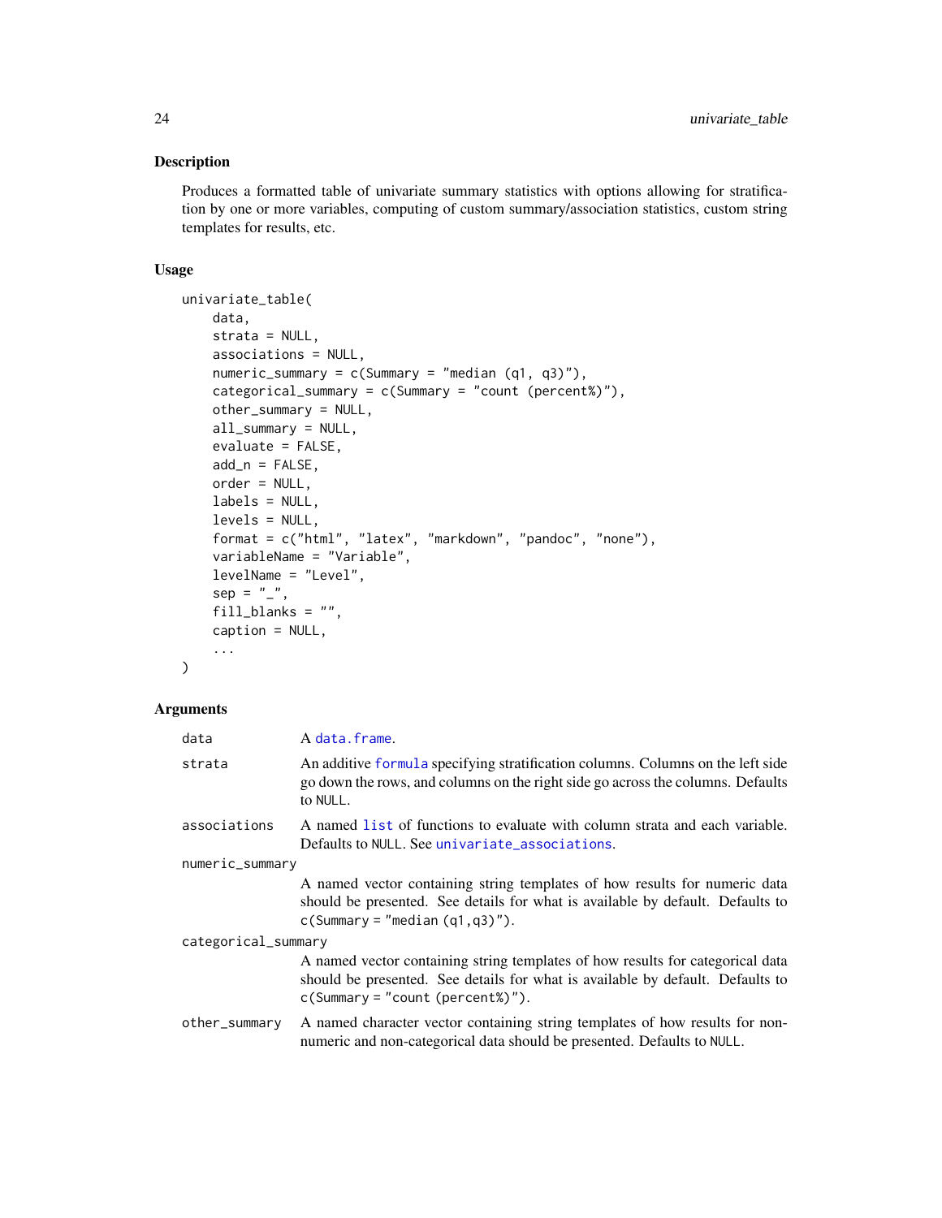### Description

Produces a formatted table of univariate summary statistics with options allowing for stratification by one or more variables, computing of custom summary/association statistics, custom string templates for results, etc.

### Usage

```
univariate_table(
    data,
    strata = NULL,
    associations = NULL,
    numeric_summary = c(Summary = "median (q1, q3)"),
    categorical_summary = c(Summary = "count (percent%)"),
    other_summary = NULL,
    all_summary = NULL,
    evaluate = FALSE,
    add_n = FALSE,
    order = NULL,
    labels = NULL,
    levels = NULL,
    format = c("html", "latex", "markdown", "pandoc", "none"),
    variableName = "Variable",
    levelName = "Level",
    sep = "_",
    fill_blanks = "",
    caption = NULL,
    ...
)
```

### Arguments

- `data` — A `data.frame`.
- `strata` — An additive `formula` specifying stratification columns. Columns on the left side go down the rows, and columns on the right side go across the columns. Defaults to `NULL`.
- `associations` — A named `list` of functions to evaluate with column strata and each variable. Defaults to `NULL`. See `univariate_associations`.
- `numeric_summary` — A named vector containing string templates of how results for numeric data should be presented. See details for what is available by default. Defaults to `c(Summary = "median (q1,q3)")`.
- `categorical_summary` — A named vector containing string templates of how results for categorical data should be presented. See details for what is available by default. Defaults to `c(Summary = "count (percent%)")`.
- `other_summary` — A named character vector containing string templates of how results for non-numeric and non-categorical data should be presented. Defaults to `NULL`.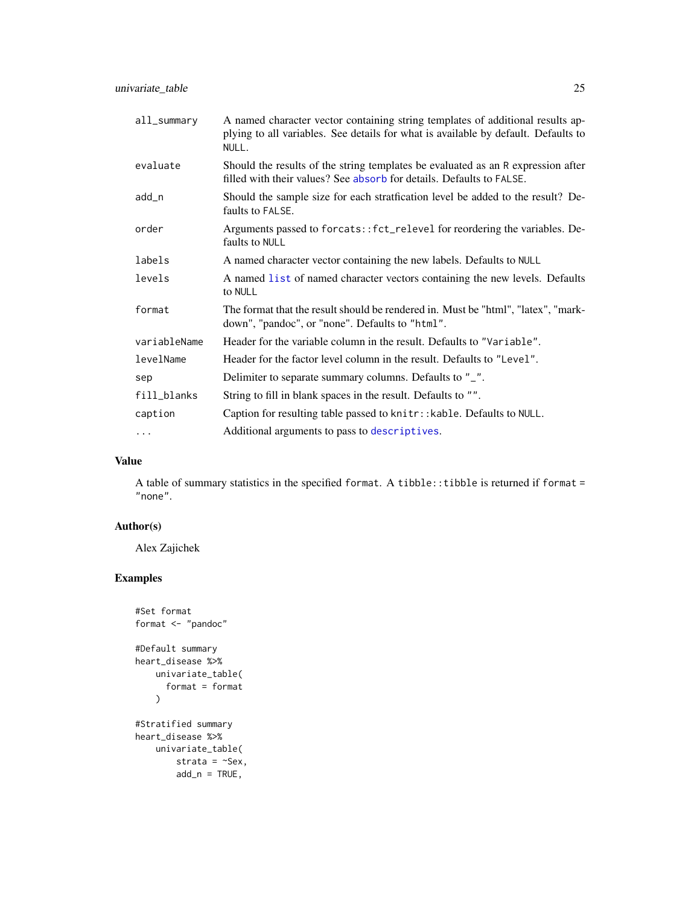| | |
|---|---|
| all_summary | A named character vector containing string templates of additional results applying to all variables. See details for what is available by default. Defaults to NULL. |
| evaluate | Should the results of the string templates be evaluated as an R expression after filled with their values? See absorb for details. Defaults to FALSE. |
| add_n | Should the sample size for each stratfication level be added to the result? Defaults to FALSE. |
| order | Arguments passed to forcats::fct_relevel for reordering the variables. Defaults to NULL |
| labels | A named character vector containing the new labels. Defaults to NULL |
| levels | A named list of named character vectors containing the new levels. Defaults to NULL |
| format | The format that the result should be rendered in. Must be "html", "latex", "markdown", "pandoc", or "none". Defaults to "html". |
| variableName | Header for the variable column in the result. Defaults to "Variable". |
| levelName | Header for the factor level column in the result. Defaults to "Level". |
| sep | Delimiter to separate summary columns. Defaults to "_". |
| fill_blanks | String to fill in blank spaces in the result. Defaults to "". |
| caption | Caption for resulting table passed to knitr::kable. Defaults to NULL. |
| ... | Additional arguments to pass to descriptives. |

## Value

A table of summary statistics in the specified format. A tibble::tibble is returned if format = "none".

## Author(s)

Alex Zajichek

## Examples

```
#Set format
format <- "pandoc"

#Default summary
heart_disease %>%
    univariate_table(
      format = format
    )

#Stratified summary
heart_disease %>%
    univariate_table(
        strata = ~Sex,
        add_n = TRUE,
```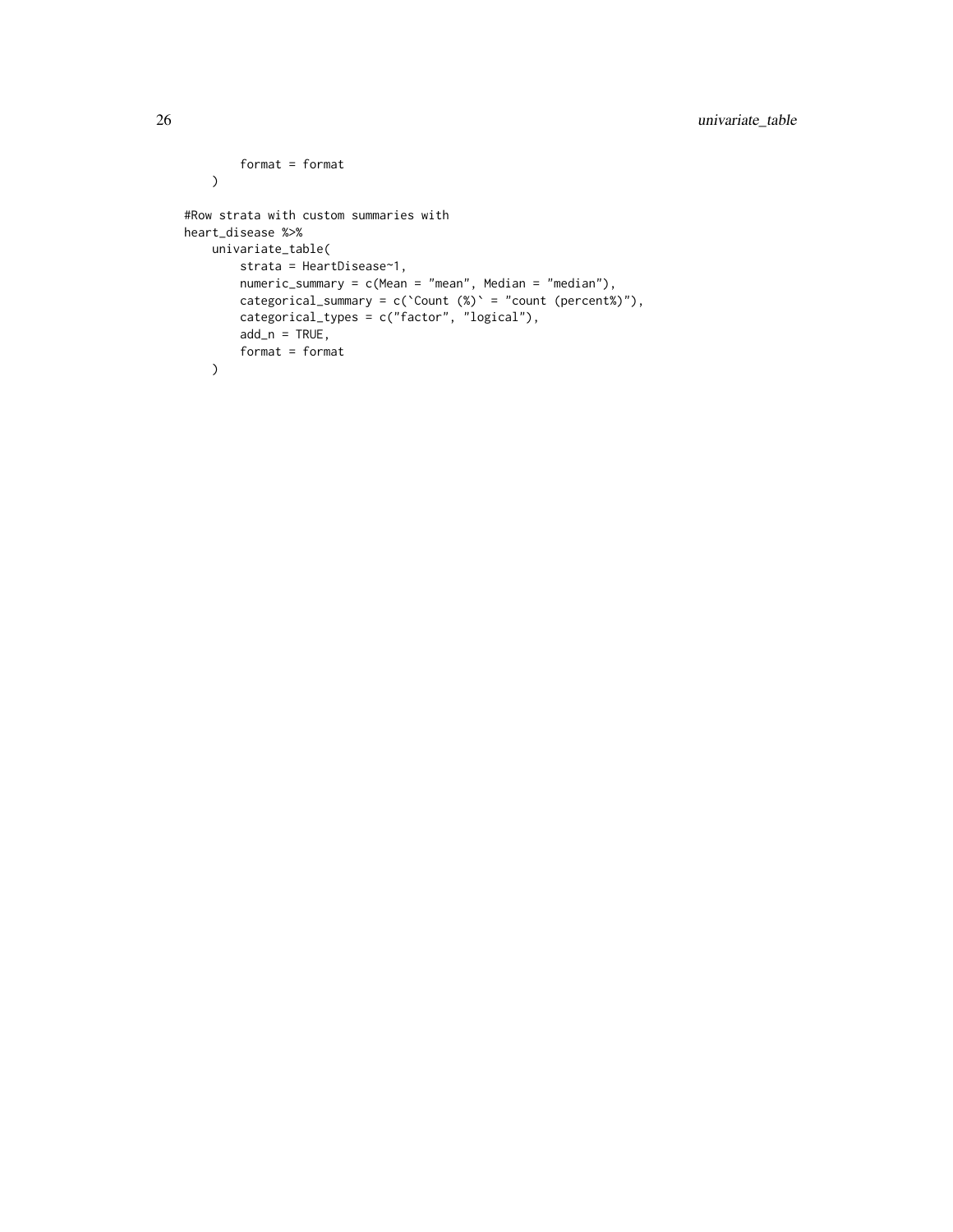```
        format = format
    )

#Row strata with custom summaries with
heart_disease %>%
    univariate_table(
        strata = HeartDisease~1,
        numeric_summary = c(Mean = "mean", Median = "median"),
        categorical_summary = c(`Count (%)` = "count (percent%)"),
        categorical_types = c("factor", "logical"),
        add_n = TRUE,
        format = format
    )
```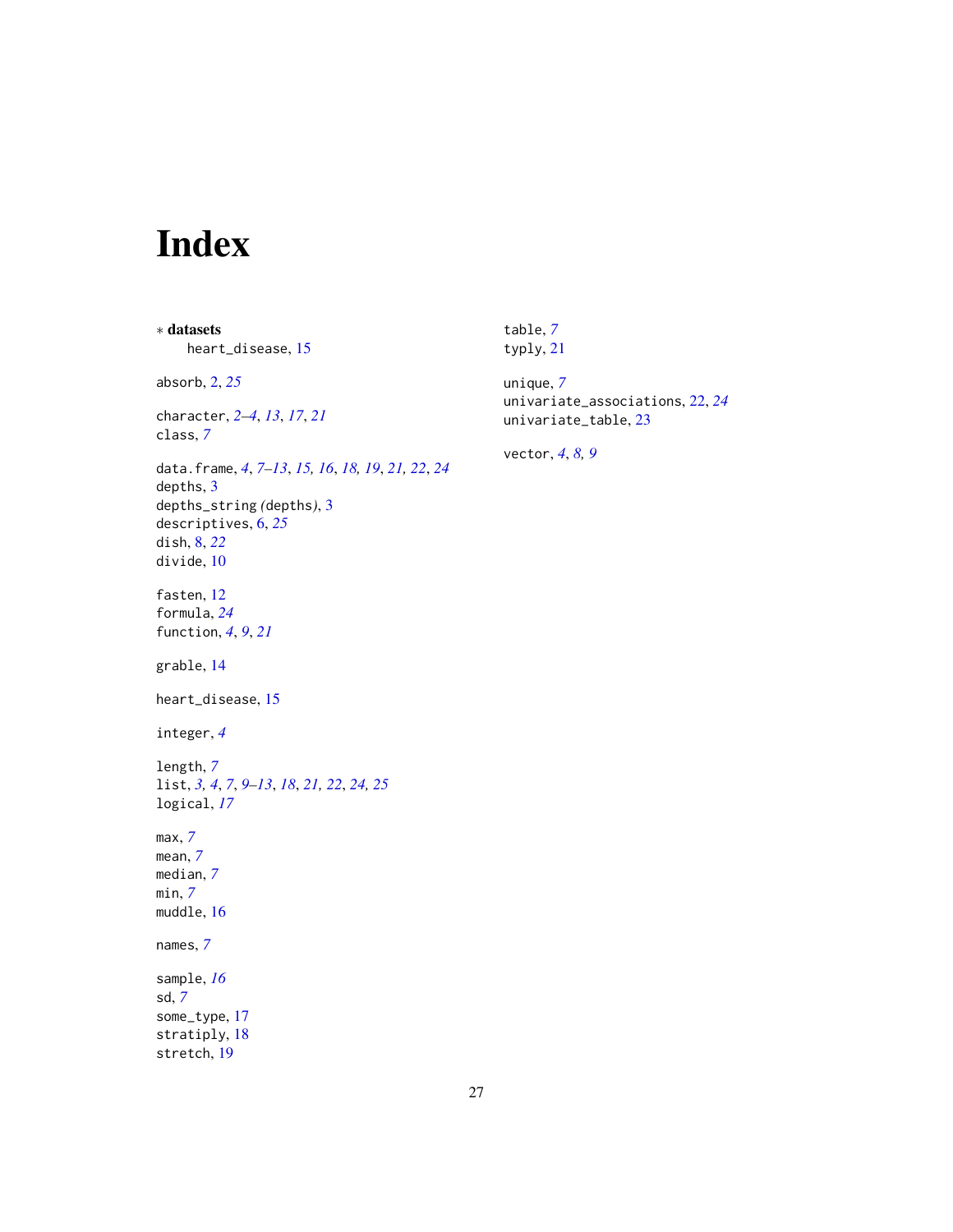# Index

∗ **datasets**
    heart_disease, 15

absorb, 2, *25*

character, *2–4*, *13*, *17*, *21*
class, *7*

data.frame, *4*, *7–13*, *15, 16*, *18, 19*, *21, 22*, *24*
depths, 3
depths_string *(*depths*)*, 3
descriptives, 6, *25*
dish, 8, *22*
divide, 10

fasten, 12
formula, *24*
function, *4*, *9*, *21*

grable, 14

heart_disease, 15

integer, *4*

length, *7*
list, *3, 4*, *7*, *9–13*, *18*, *21, 22*, *24, 25*
logical, *17*

max, *7*
mean, *7*
median, *7*
min, *7*
muddle, 16

names, *7*

sample, *16*
sd, *7*
some_type, 17
straţiply, 18
stretch, 19

table, *7*
typly, 21

unique, *7*
univariate_associations, 22, *24*
univariate_table, 23

vector, *4*, *8, 9*